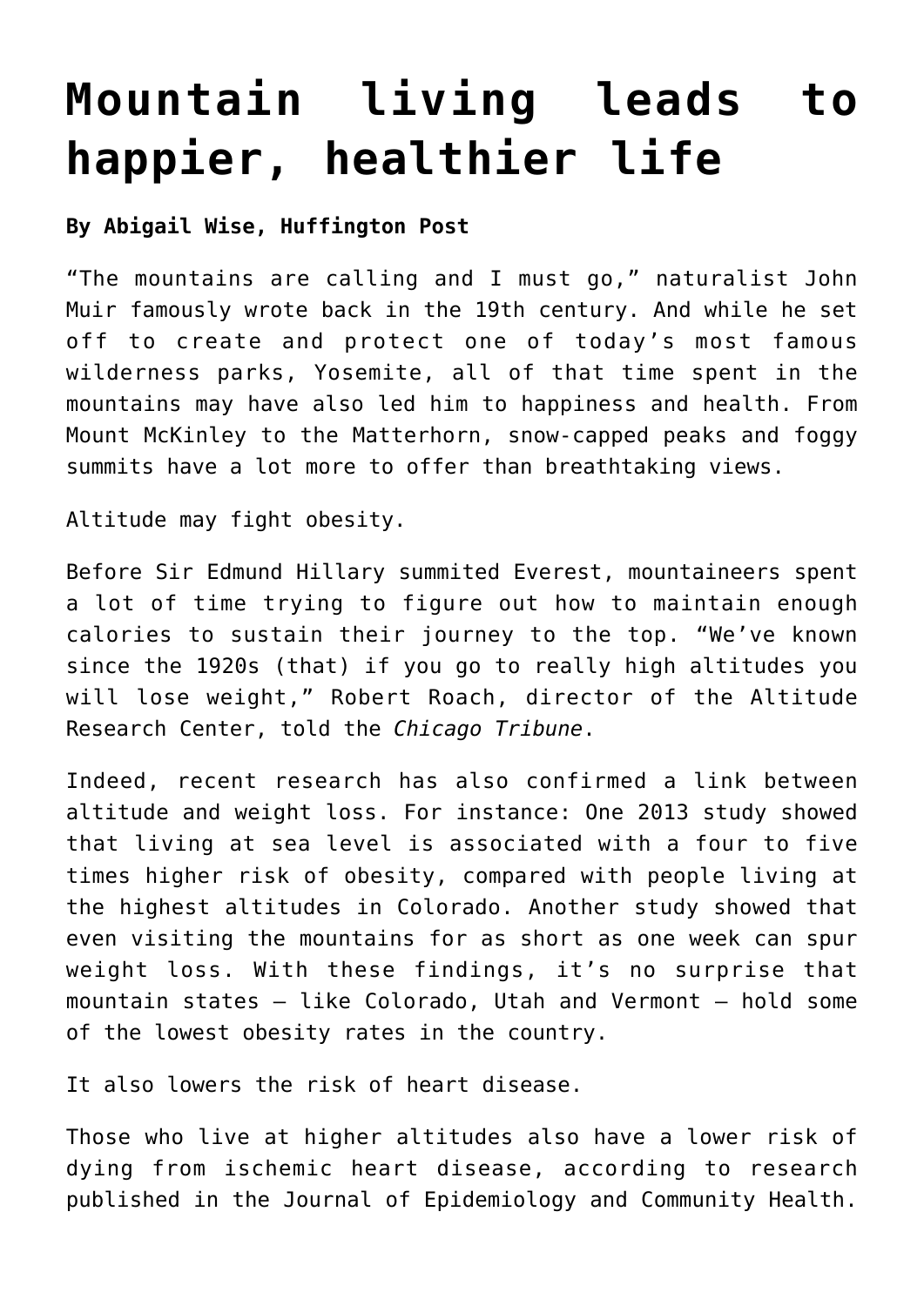# Mountain living leads to happier, healthier life

**By Abigail Wise, Huffington Post**

"The mountains are calling and I must go," naturalist John Muir famously wrote back in the 19th century. And while he set off to create and protect one of today's most famous wilderness parks, Yosemite, all of that time spent in the mountains may have also led him to happiness and health. From Mount McKinley to the Matterhorn, snow-capped peaks and foggy summits have a lot more to offer than breathtaking views.

Altitude may fight obesity.

Before Sir Edmund Hillary summited Everest, mountaineers spent a lot of time trying to figure out how to maintain enough calories to sustain their journey to the top. "We've known since the 1920s (that) if you go to really high altitudes you will lose weight," Robert Roach, director of the Altitude Research Center, told the *Chicago Tribune*.

Indeed, recent research has also confirmed a link between altitude and weight loss. For instance: One 2013 study showed that living at sea level is associated with a four to five times higher risk of obesity, compared with people living at the highest altitudes in Colorado. Another study showed that even visiting the mountains for as short as one week can spur weight loss. With these findings, it's no surprise that mountain states — like Colorado, Utah and Vermont — hold some of the lowest obesity rates in the country.

It also lowers the risk of heart disease.

Those who live at higher altitudes also have a lower risk of dying from ischemic heart disease, according to research published in the Journal of Epidemiology and Community Health.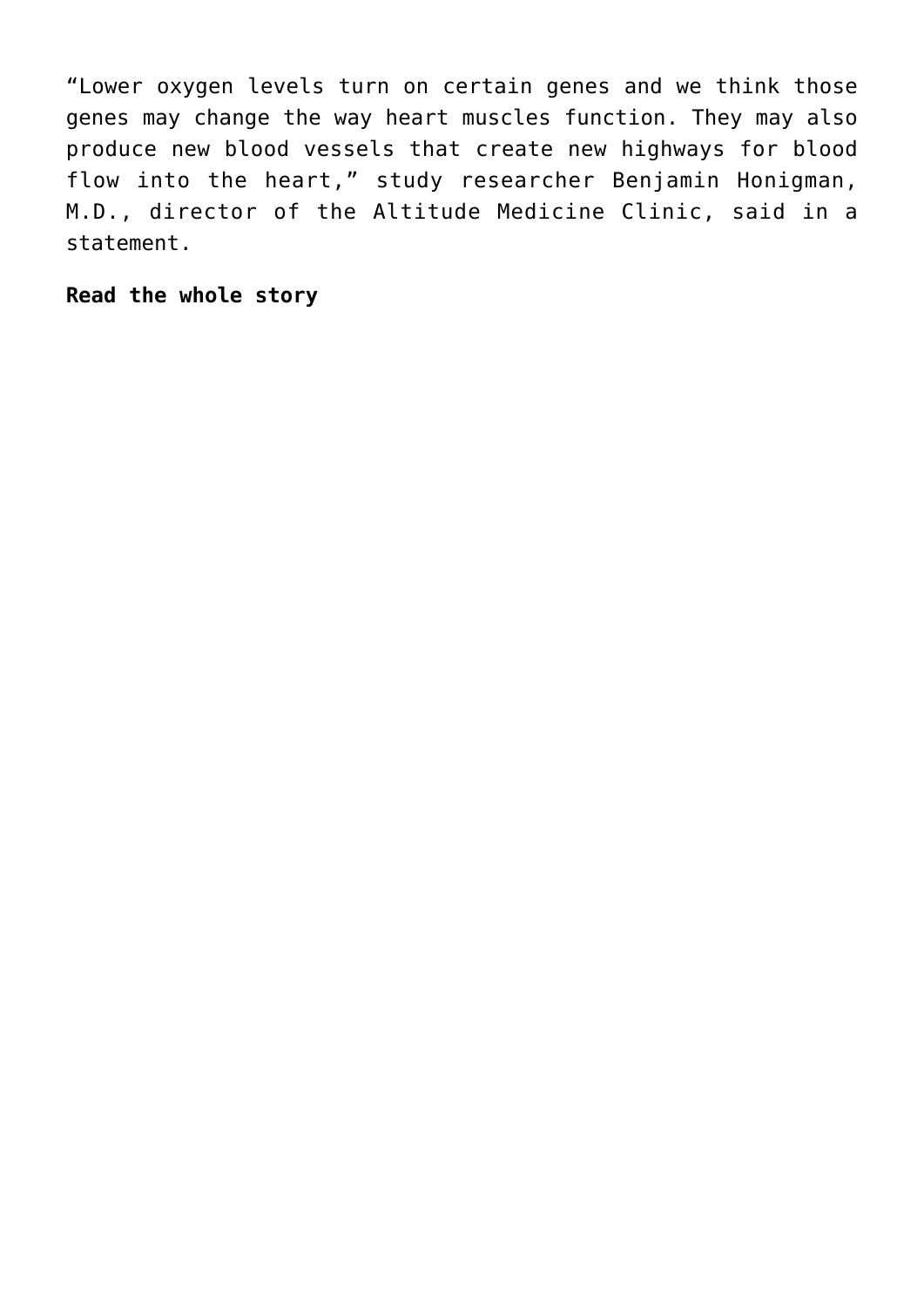"Lower oxygen levels turn on certain genes and we think those genes may change the way heart muscles function. They may also produce new blood vessels that create new highways for blood flow into the heart," study researcher Benjamin Honigman, M.D., director of the Altitude Medicine Clinic, said in a statement.

**Read the whole story**